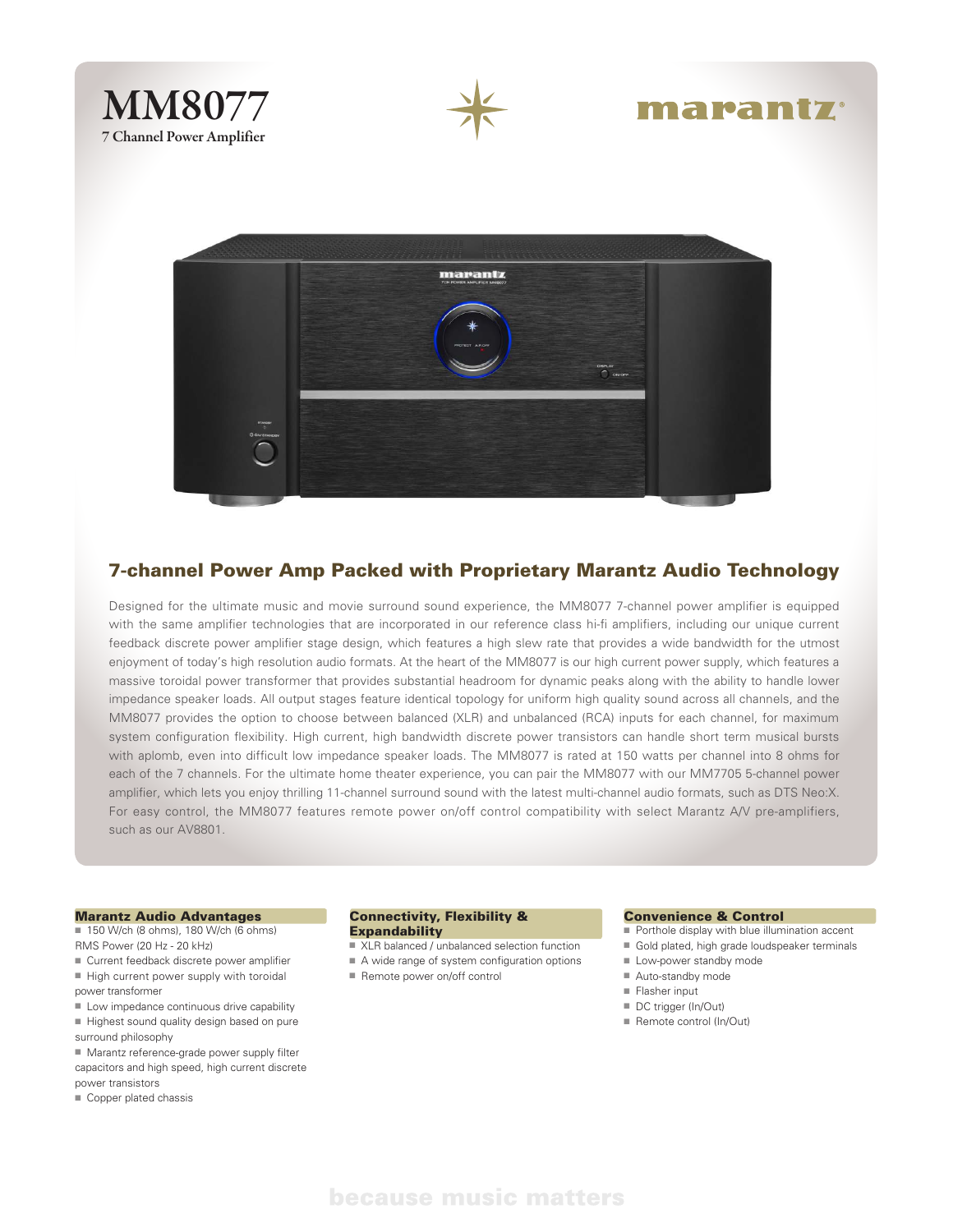# MM8077

**7 Channel Power Amplifier**

marantz

## 7-channel Power Amp Packed with Proprietary Marantz Audio Technology

Designed for the ultimate music and movie surround sound experience, the MM8077 7-channel power amplifier is equipped with the same amplifier technologies that are incorporated in our reference class hi-fi amplifiers, including our unique current feedback discrete power amplifier stage design, which features a high slew rate that provides a wide bandwidth for the utmost enjoyment of today's high resolution audio formats. At the heart of the MM8077 is our high current power supply, which features a massive toroidal power transformer that provides substantial headroom for dynamic peaks along with the ability to handle lower impedance speaker loads. All output stages feature identical topology for uniform high quality sound across all channels, and the MM8077 provides the option to choose between balanced (XLR) and unbalanced (RCA) inputs for each channel, for maximum system configuration flexibility. High current, high bandwidth discrete power transistors can handle short term musical bursts with aplomb, even into difficult low impedance speaker loads. The MM8077 is rated at 150 watts per channel into 8 ohms for each of the 7 channels. For the ultimate home theater experience, you can pair the MM8077 with our MM7705 5-channel power amplifier, which lets you enjoy thrilling 11-channel surround sound with the latest multi-channel audio formats, such as DTS Neo:X. For easy control, the MM8077 features remote power on/off control compatibility with select Marantz A/V pre-amplifiers, such as our AV8801.

### Marantz Audio Advantages

- 150 W/ch (8 ohms), 180 W/ch (6 ohms) RMS Power (20 Hz - 20 kHz)
- Current feedback discrete power amplifier
- High current power supply with toroidal power transformer
- Low impedance continuous drive capability
- Highest sound quality design based on pure surround philosophy
- Marantz reference-grade power supply filter capacitors and high speed, high current discrete power transistors
- Copper plated chassis

### Connectivity, Flexibility & Expandability

- XLR balanced / unbalanced selection function
- A wide range of system configuration options
- Remote power on/off control

### Convenience & Control

- Porthole display with blue illumination accent
- Gold plated, high grade loudspeaker terminals
- Low-power standby mode
- Auto-standby mode
- Flasher input
- DC trigger (In/Out)
- Remote control (In/Out)

because music matters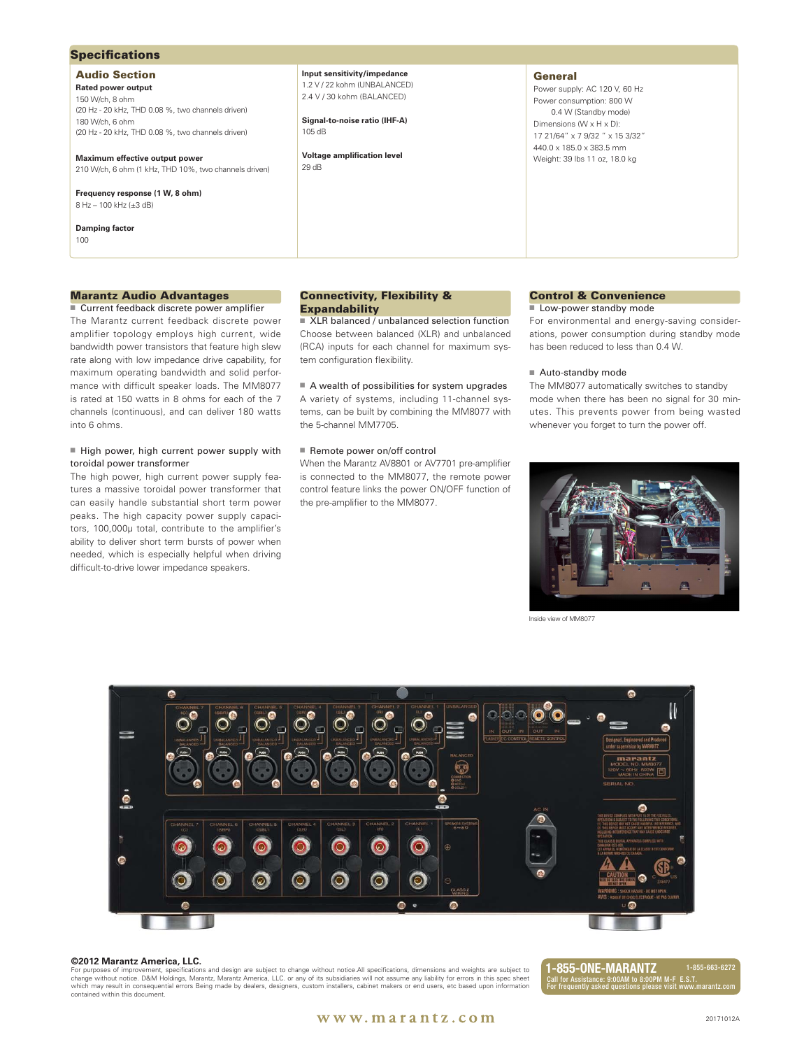## Specifications

### Audio Section

**Rated power output**
150 W/ch, 8 ohm
(20 Hz - 20 kHz, THD 0.08 %, two channels driven)
180 W/ch, 6 ohm
(20 Hz - 20 kHz, THD 0.08 %, two channels driven)

**Maximum effective output power**
210 W/ch, 6 ohm (1 kHz, THD 10%, two channels driven)

**Frequency response (1 W, 8 ohm)**
8 Hz – 100 kHz (±3 dB)

**Damping factor**
100

**Input sensitivity/impedance**
1.2 V / 22 kohm (UNBALANCED)
2.4 V / 30 kohm (BALANCED)

**Signal-to-noise ratio (IHF-A)**
105 dB

**Voltage amplification level**
29 dB

### General

Power supply: AC 120 V, 60 Hz
Power consumption: 800 W
0.4 W (Standby mode)
Dimensions (W x H x D):
17 21/64" x 7 9/32 " x 15 3/32"
440.0 x 185.0 x 383.5 mm
Weight: 39 lbs 11 oz, 18.0 kg

## Marantz Audio Advantages

- Current feedback discrete power amplifier

The Marantz current feedback discrete power amplifier topology employs high current, wide bandwidth power transistors that feature high slew rate along with low impedance drive capability, for maximum operating bandwidth and solid performance with difficult speaker loads. The MM8077 is rated at 150 watts in 8 ohms for each of the 7 channels (continuous), and can deliver 180 watts into 6 ohms.

- High power, high current power supply with toroidal power transformer

The high power, high current power supply features a massive toroidal power transformer that can easily handle substantial short term power peaks. The high capacity power supply capacitors, 100,000μ total, contribute to the amplifier's ability to deliver short term bursts of power when needed, which is especially helpful when driving difficult-to-drive lower impedance speakers.

## Connectivity, Flexibility & Expandability

- XLR balanced / unbalanced selection function

Choose between balanced (XLR) and unbalanced (RCA) inputs for each channel for maximum system configuration flexibility.

- A wealth of possibilities for system upgrades

A variety of systems, including 11-channel systems, can be built by combining the MM8077 with the 5-channel MM7705.

- Remote power on/off control

When the Marantz AV8801 or AV7701 pre-amplifier is connected to the MM8077, the remote power control feature links the power ON/OFF function of the pre-amplifier to the MM8077.

## Control & Convenience

- Low-power standby mode

For environmental and energy-saving considerations, power consumption during standby mode has been reduced to less than 0.4 W.

- Auto-standby mode

The MM8077 automatically switches to standby mode when there has been no signal for 30 minutes. This prevents power from being wasted whenever you forget to turn the power off.

Inside view of MM8077

**©2012 Marantz America, LLC.**
For purposes of improvement, specifications and design are subject to change without notice.All specifications, dimensions and weights are subject to change without notice. D&M Holdings, Marantz, Marantz America, LLC. or any of its subsidiaries will not assume any liability for errors in this spec sheet which may result in consequential errors Being made by dealers, designers, custom installers, cabinet makers or end users, etc based upon information contained within this document.

**1-855-ONE-MARANTZ** 1-855-663-6272
Call for Assistance: 9:00AM to 8:00PM M-F E.S.T.
For frequently asked questions please visit www.marantz.com

www.marantz.com

20171012A